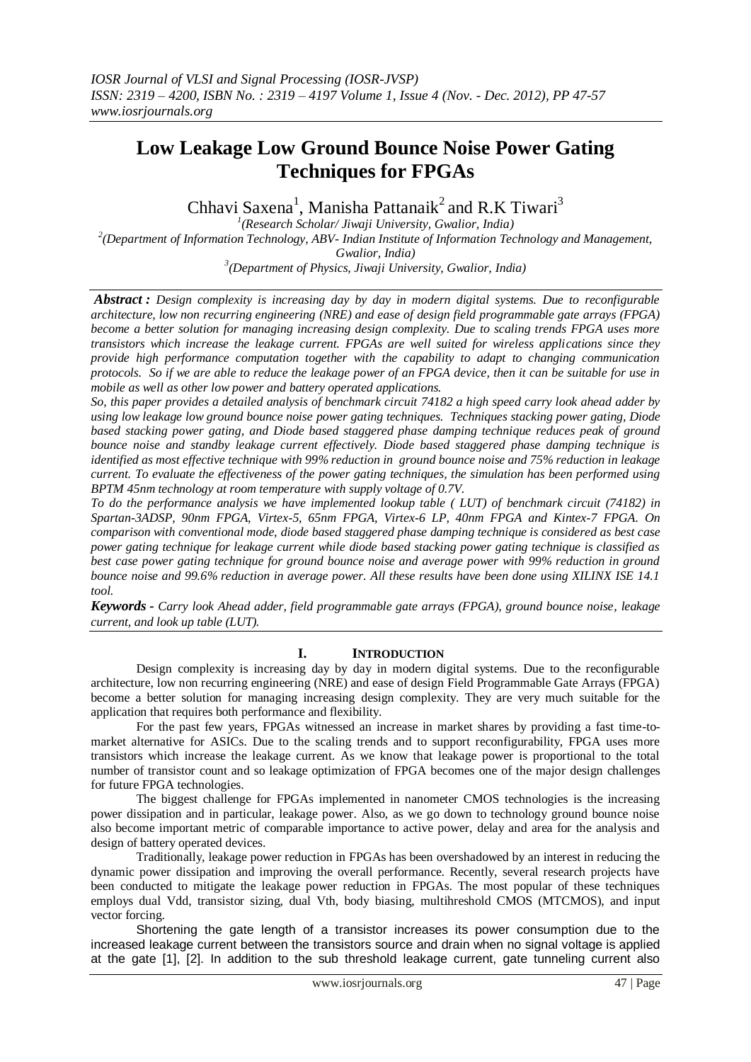# Low Leakage Low Ground Bounce Noise Power Gating Techniques for FPGAs

Chhavi Saxena[1], Manisha Pattanaik[2] and R.K Tiwari[3]

[1](Research Scholar/ Jiwaji University, Gwalior, India)

[2](Department of Information Technology, ABV- Indian Institute of Information Technology and Management, Gwalior, India)

[3](Department of Physics, Jiwaji University, Gwalior, India)

***Abstract :*** *Design complexity is increasing day by day in modern digital systems. Due to reconfigurable architecture, low non recurring engineering (NRE) and ease of design field programmable gate arrays (FPGA) become a better solution for managing increasing design complexity. Due to scaling trends FPGA uses more transistors which increase the leakage current. FPGAs are well suited for wireless applications since they provide high performance computation together with the capability to adapt to changing communication protocols. So if we are able to reduce the leakage power of an FPGA device, then it can be suitable for use in mobile as well as other low power and battery operated applications.*

*So, this paper provides a detailed analysis of benchmark circuit 74182 a high speed carry look ahead adder by using low leakage low ground bounce noise power gating techniques. Techniques stacking power gating, Diode based stacking power gating, and Diode based staggered phase damping technique reduces peak of ground bounce noise and standby leakage current effectively. Diode based staggered phase damping technique is identified as most effective technique with 99% reduction in ground bounce noise and 75% reduction in leakage current. To evaluate the effectiveness of the power gating techniques, the simulation has been performed using BPTM 45nm technology at room temperature with supply voltage of 0.7V.*

*To do the performance analysis we have implemented lookup table ( LUT) of benchmark circuit (74182) in Spartan-3ADSP, 90nm FPGA, Virtex-5, 65nm FPGA, Virtex-6 LP, 40nm FPGA and Kintex-7 FPGA. On comparison with conventional mode, diode based staggered phase damping technique is considered as best case power gating technique for leakage current while diode based stacking power gating technique is classified as best case power gating technique for ground bounce noise and average power with 99% reduction in ground bounce noise and 99.6% reduction in average power. All these results have been done using XILINX ISE 14.1 tool.*

***Keywords -*** *Carry look Ahead adder, field programmable gate arrays (FPGA), ground bounce noise, leakage current, and look up table (LUT).*

## I. INTRODUCTION

Design complexity is increasing day by day in modern digital systems. Due to the reconfigurable architecture, low non recurring engineering (NRE) and ease of design Field Programmable Gate Arrays (FPGA) become a better solution for managing increasing design complexity. They are very much suitable for the application that requires both performance and flexibility.

For the past few years, FPGAs witnessed an increase in market shares by providing a fast time-to-market alternative for ASICs. Due to the scaling trends and to support reconfigurability, FPGA uses more transistors which increase the leakage current. As we know that leakage power is proportional to the total number of transistor count and so leakage optimization of FPGA becomes one of the major design challenges for future FPGA technologies.

The biggest challenge for FPGAs implemented in nanometer CMOS technologies is the increasing power dissipation and in particular, leakage power. Also, as we go down to technology ground bounce noise also become important metric of comparable importance to active power, delay and area for the analysis and design of battery operated devices.

Traditionally, leakage power reduction in FPGAs has been overshadowed by an interest in reducing the dynamic power dissipation and improving the overall performance. Recently, several research projects have been conducted to mitigate the leakage power reduction in FPGAs. The most popular of these techniques employs dual Vdd, transistor sizing, dual Vth, body biasing, multihreshold CMOS (MTCMOS), and input vector forcing.

Shortening the gate length of a transistor increases its power consumption due to the increased leakage current between the transistors source and drain when no signal voltage is applied at the gate [1], [2]. In addition to the sub threshold leakage current, gate tunneling current also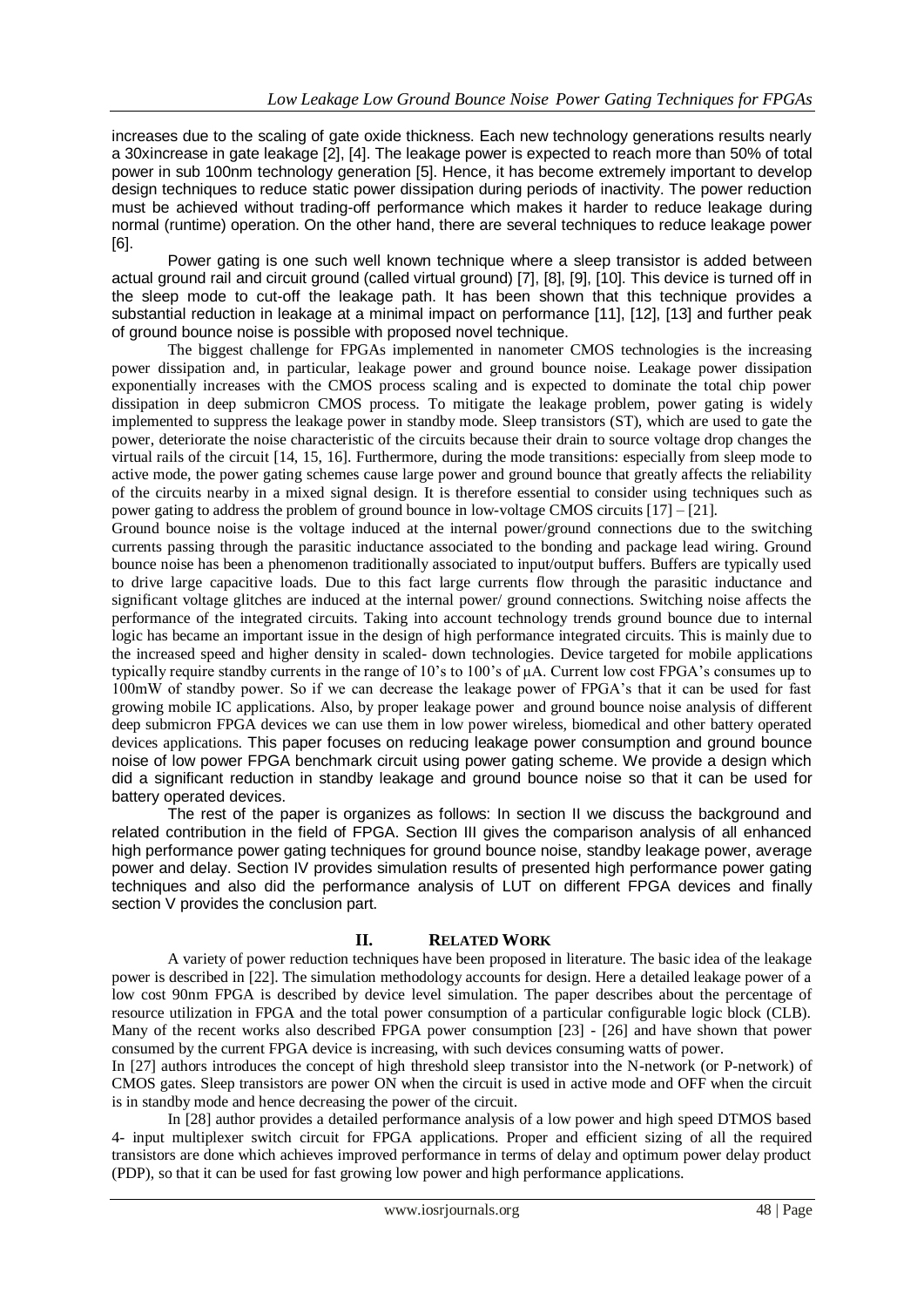increases due to the scaling of gate oxide thickness. Each new technology generations results nearly a 30xincrease in gate leakage [2], [4]. The leakage power is expected to reach more than 50% of total power in sub 100nm technology generation [5]. Hence, it has become extremely important to develop design techniques to reduce static power dissipation during periods of inactivity. The power reduction must be achieved without trading-off performance which makes it harder to reduce leakage during normal (runtime) operation. On the other hand, there are several techniques to reduce leakage power [6].

Power gating is one such well known technique where a sleep transistor is added between actual ground rail and circuit ground (called virtual ground) [7], [8], [9], [10]. This device is turned off in the sleep mode to cut-off the leakage path. It has been shown that this technique provides a substantial reduction in leakage at a minimal impact on performance [11], [12], [13] and further peak of ground bounce noise is possible with proposed novel technique.

The biggest challenge for FPGAs implemented in nanometer CMOS technologies is the increasing power dissipation and, in particular, leakage power and ground bounce noise. Leakage power dissipation exponentially increases with the CMOS process scaling and is expected to dominate the total chip power dissipation in deep submicron CMOS process. To mitigate the leakage problem, power gating is widely implemented to suppress the leakage power in standby mode. Sleep transistors (ST), which are used to gate the power, deteriorate the noise characteristic of the circuits because their drain to source voltage drop changes the virtual rails of the circuit [14, 15, 16]. Furthermore, during the mode transitions: especially from sleep mode to active mode, the power gating schemes cause large power and ground bounce that greatly affects the reliability of the circuits nearby in a mixed signal design. It is therefore essential to consider using techniques such as power gating to address the problem of ground bounce in low-voltage CMOS circuits [17] – [21].

Ground bounce noise is the voltage induced at the internal power/ground connections due to the switching currents passing through the parasitic inductance associated to the bonding and package lead wiring. Ground bounce noise has been a phenomenon traditionally associated to input/output buffers. Buffers are typically used to drive large capacitive loads. Due to this fact large currents flow through the parasitic inductance and significant voltage glitches are induced at the internal power/ ground connections. Switching noise affects the performance of the integrated circuits. Taking into account technology trends ground bounce due to internal logic has became an important issue in the design of high performance integrated circuits. This is mainly due to the increased speed and higher density in scaled- down technologies. Device targeted for mobile applications typically require standby currents in the range of 10's to 100's of μA. Current low cost FPGA's consumes up to 100mW of standby power. So if we can decrease the leakage power of FPGA's that it can be used for fast growing mobile IC applications. Also, by proper leakage power and ground bounce noise analysis of different deep submicron FPGA devices we can use them in low power wireless, biomedical and other battery operated devices applications. This paper focuses on reducing leakage power consumption and ground bounce noise of low power FPGA benchmark circuit using power gating scheme. We provide a design which did a significant reduction in standby leakage and ground bounce noise so that it can be used for battery operated devices.

The rest of the paper is organizes as follows: In section II we discuss the background and related contribution in the field of FPGA. Section III gives the comparison analysis of all enhanced high performance power gating techniques for ground bounce noise, standby leakage power, average power and delay. Section IV provides simulation results of presented high performance power gating techniques and also did the performance analysis of LUT on different FPGA devices and finally section V provides the conclusion part.

## II. RELATED WORK

A variety of power reduction techniques have been proposed in literature. The basic idea of the leakage power is described in [22]. The simulation methodology accounts for design. Here a detailed leakage power of a low cost 90nm FPGA is described by device level simulation. The paper describes about the percentage of resource utilization in FPGA and the total power consumption of a particular configurable logic block (CLB). Many of the recent works also described FPGA power consumption [23] - [26] and have shown that power consumed by the current FPGA device is increasing, with such devices consuming watts of power.

In [27] authors introduces the concept of high threshold sleep transistor into the N-network (or P-network) of CMOS gates. Sleep transistors are power ON when the circuit is used in active mode and OFF when the circuit is in standby mode and hence decreasing the power of the circuit.

In [28] author provides a detailed performance analysis of a low power and high speed DTMOS based 4- input multiplexer switch circuit for FPGA applications. Proper and efficient sizing of all the required transistors are done which achieves improved performance in terms of delay and optimum power delay product (PDP), so that it can be used for fast growing low power and high performance applications.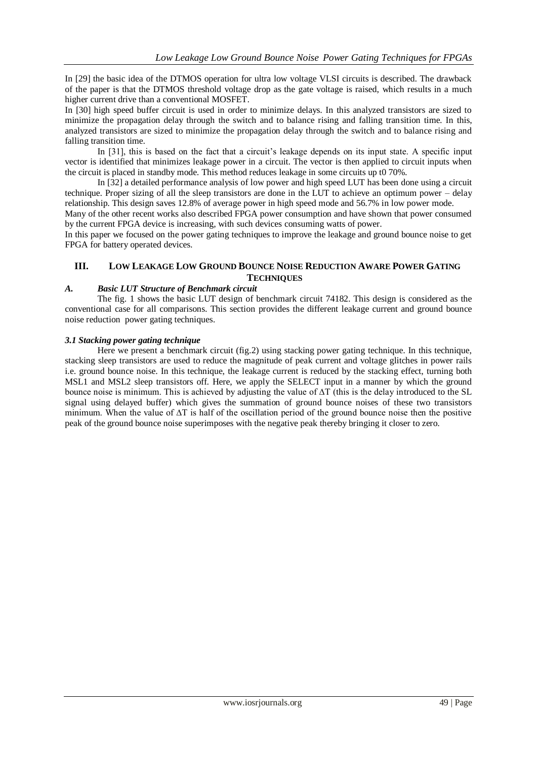In [29] the basic idea of the DTMOS operation for ultra low voltage VLSI circuits is described. The drawback of the paper is that the DTMOS threshold voltage drop as the gate voltage is raised, which results in a much higher current drive than a conventional MOSFET.

In [30] high speed buffer circuit is used in order to minimize delays. In this analyzed transistors are sized to minimize the propagation delay through the switch and to balance rising and falling transition time. In this, analyzed transistors are sized to minimize the propagation delay through the switch and to balance rising and falling transition time.

In [31], this is based on the fact that a circuit's leakage depends on its input state. A specific input vector is identified that minimizes leakage power in a circuit. The vector is then applied to circuit inputs when the circuit is placed in standby mode. This method reduces leakage in some circuits up t0 70%.

In [32] a detailed performance analysis of low power and high speed LUT has been done using a circuit technique. Proper sizing of all the sleep transistors are done in the LUT to achieve an optimum power – delay relationship. This design saves 12.8% of average power in high speed mode and 56.7% in low power mode.

Many of the other recent works also described FPGA power consumption and have shown that power consumed by the current FPGA device is increasing, with such devices consuming watts of power.

In this paper we focused on the power gating techniques to improve the leakage and ground bounce noise to get FPGA for battery operated devices.

## III. Low Leakage Low Ground Bounce Noise Reduction Aware Power Gating Techniques

### *A. Basic LUT Structure of Benchmark circuit*

The fig. 1 shows the basic LUT design of benchmark circuit 74182. This design is considered as the conventional case for all comparisons. This section provides the different leakage current and ground bounce noise reduction power gating techniques.

### *3.1 Stacking power gating technique*

Here we present a benchmark circuit (fig.2) using stacking power gating technique. In this technique, stacking sleep transistors are used to reduce the magnitude of peak current and voltage glitches in power rails i.e. ground bounce noise. In this technique, the leakage current is reduced by the stacking effect, turning both MSL1 and MSL2 sleep transistors off. Here, we apply the SELECT input in a manner by which the ground bounce noise is minimum. This is achieved by adjusting the value of $\Delta T$ (this is the delay introduced to the SL signal using delayed buffer) which gives the summation of ground bounce noises of these two transistors minimum. When the value of $\Delta T$ is half of the oscillation period of the ground bounce noise then the positive peak of the ground bounce noise superimposes with the negative peak thereby bringing it closer to zero.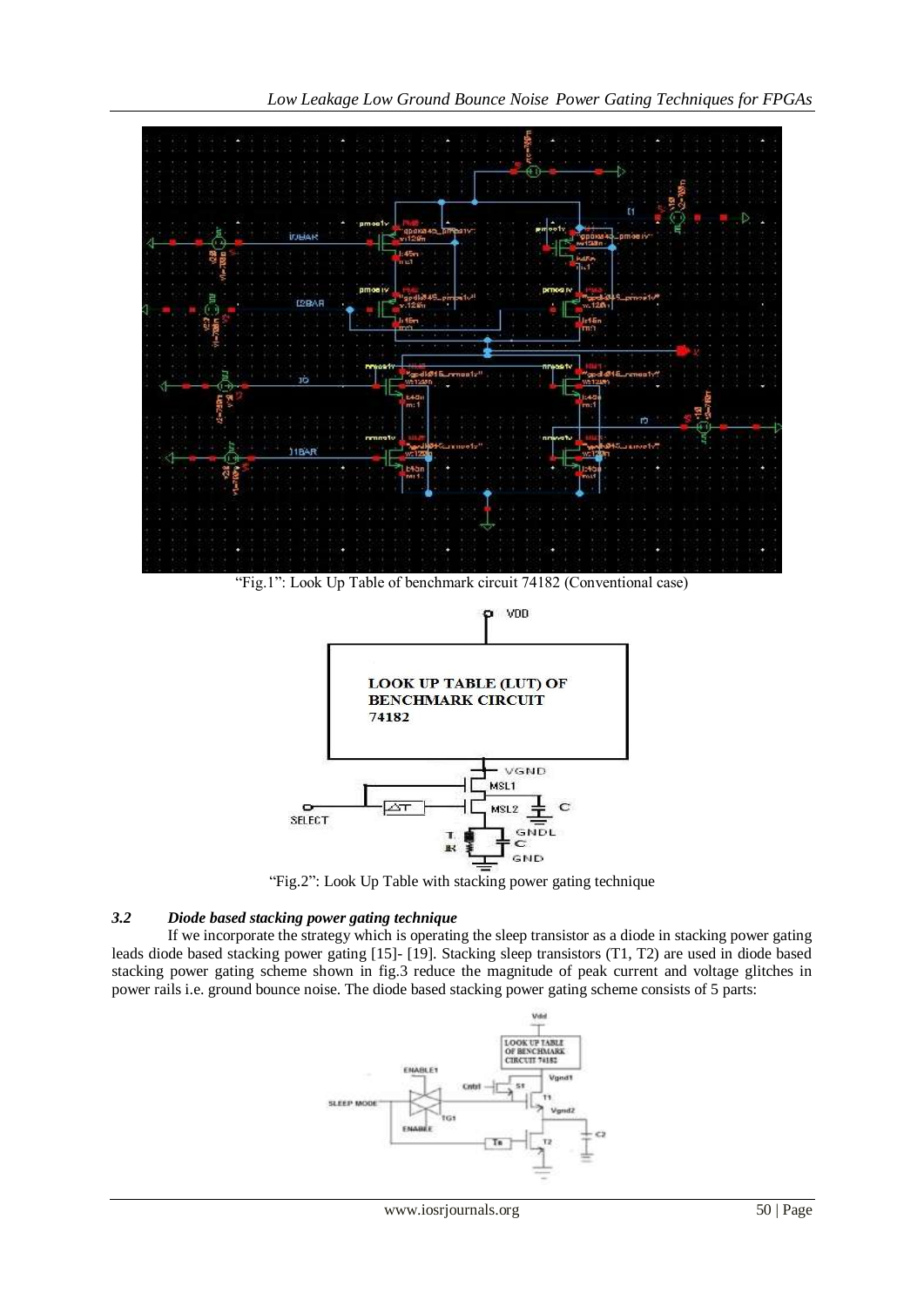“Fig.1”: Look Up Table of benchmark circuit 74182 (Conventional case)

“Fig.2”: Look Up Table with stacking power gating technique

### *3.2 Diode based stacking power gating technique*

If we incorporate the strategy which is operating the sleep transistor as a diode in stacking power gating leads diode based stacking power gating [15]- [19]. Stacking sleep transistors (T1, T2) are used in diode based stacking power gating scheme shown in fig.3 reduce the magnitude of peak current and voltage glitches in power rails i.e. ground bounce noise. The diode based stacking power gating scheme consists of 5 parts: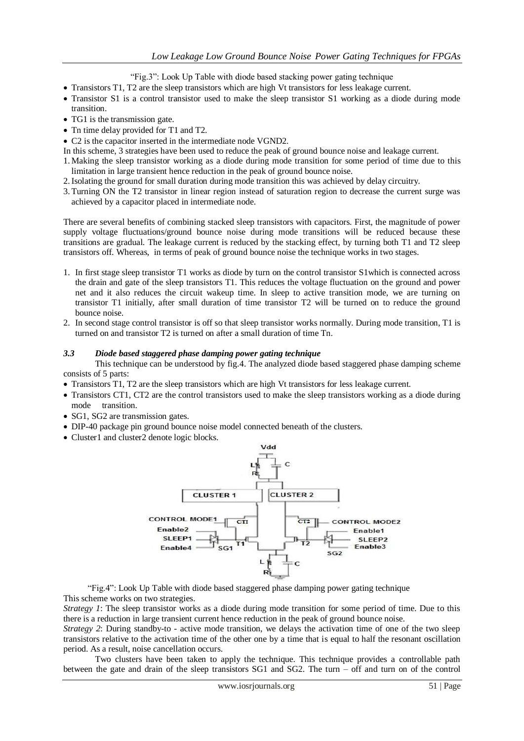"Fig.3": Look Up Table with diode based stacking power gating technique

- Transistors T1, T2 are the sleep transistors which are high Vt transistors for less leakage current.
- Transistor S1 is a control transistor used to make the sleep transistor S1 working as a diode during mode transition.
- TG1 is the transmission gate.
- Tn time delay provided for T1 and T2.
- C2 is the capacitor inserted in the intermediate node VGND2.

In this scheme, 3 strategies have been used to reduce the peak of ground bounce noise and leakage current.

1. Making the sleep transistor working as a diode during mode transition for some period of time due to this limitation in large transient hence reduction in the peak of ground bounce noise.
2. Isolating the ground for small duration during mode transition this was achieved by delay circuitry.
3. Turning ON the T2 transistor in linear region instead of saturation region to decrease the current surge was achieved by a capacitor placed in intermediate node.

There are several benefits of combining stacked sleep transistors with capacitors. First, the magnitude of power supply voltage fluctuations/ground bounce noise during mode transitions will be reduced because these transitions are gradual. The leakage current is reduced by the stacking effect, by turning both T1 and T2 sleep transistors off. Whereas, in terms of peak of ground bounce noise the technique works in two stages.

1. In first stage sleep transistor T1 works as diode by turn on the control transistor S1which is connected across the drain and gate of the sleep transistors T1. This reduces the voltage fluctuation on the ground and power net and it also reduces the circuit wakeup time. In sleep to active transition mode, we are turning on transistor T1 initially, after small duration of time transistor T2 will be turned on to reduce the ground bounce noise.
2. In second stage control transistor is off so that sleep transistor works normally. During mode transition, T1 is turned on and transistor T2 is turned on after a small duration of time Tn.

### *3.3 Diode based staggered phase damping power gating technique*

This technique can be understood by fig.4. The analyzed diode based staggered phase damping scheme consists of 5 parts:

- Transistors T1, T2 are the sleep transistors which are high Vt transistors for less leakage current.
- Transistors CT1, CT2 are the control transistors used to make the sleep transistors working as a diode during mode transition.
- SG1, SG2 are transmission gates.
- DIP-40 package pin ground bounce noise model connected beneath of the clusters.
- Cluster1 and cluster2 denote logic blocks.

"Fig.4": Look Up Table with diode based staggered phase damping power gating technique

This scheme works on two strategies.

*Strategy 1*: The sleep transistor works as a diode during mode transition for some period of time. Due to this there is a reduction in large transient current hence reduction in the peak of ground bounce noise.

*Strategy 2*: During standby-to - active mode transition, we delays the activation time of one of the two sleep transistors relative to the activation time of the other one by a time that is equal to half the resonant oscillation period. As a result, noise cancellation occurs.

Two clusters have been taken to apply the technique. This technique provides a controllable path between the gate and drain of the sleep transistors SG1 and SG2. The turn – off and turn on of the control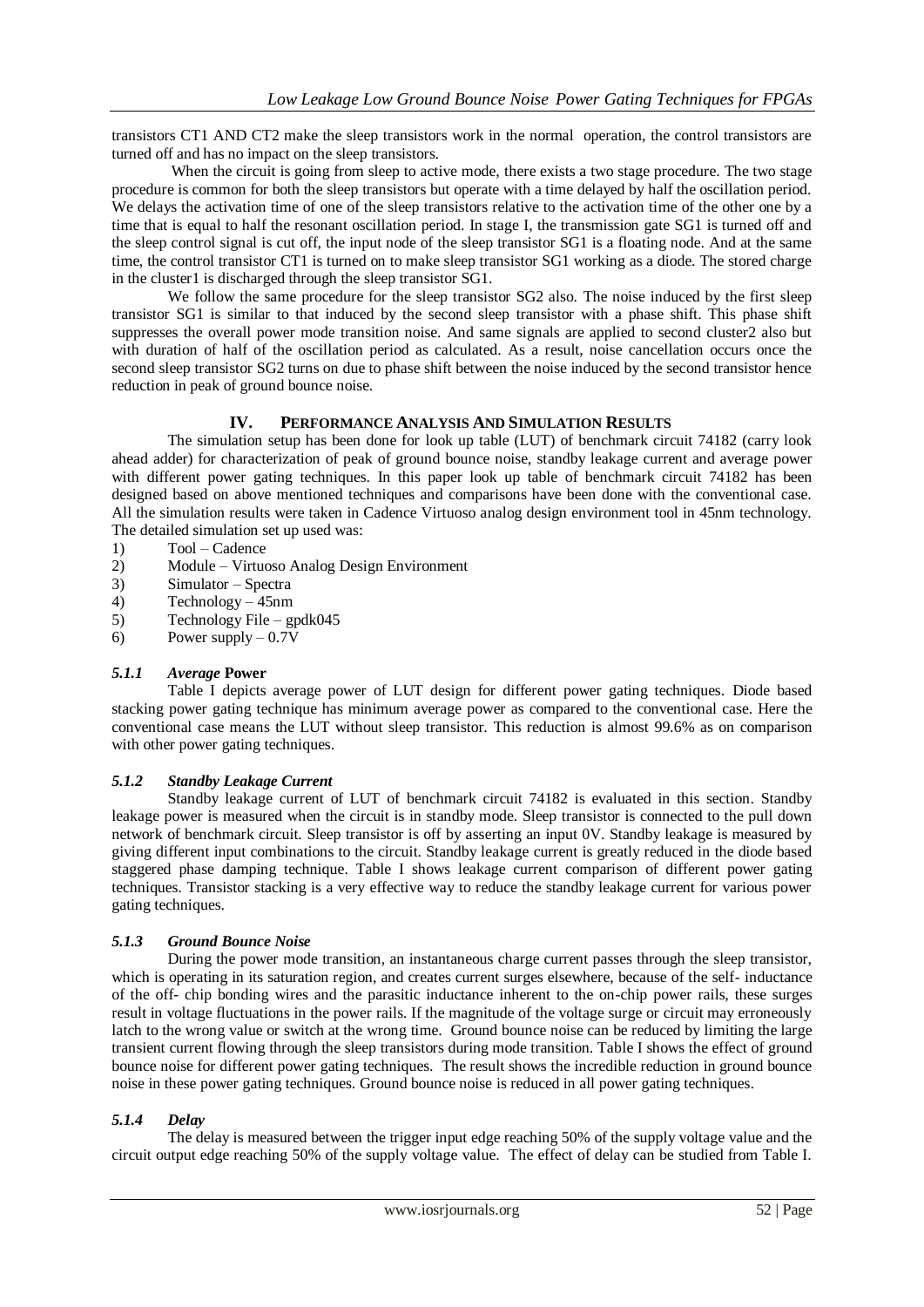transistors CT1 AND CT2 make the sleep transistors work in the normal operation, the control transistors are turned off and has no impact on the sleep transistors.

When the circuit is going from sleep to active mode, there exists a two stage procedure. The two stage procedure is common for both the sleep transistors but operate with a time delayed by half the oscillation period. We delays the activation time of one of the sleep transistors relative to the activation time of the other one by a time that is equal to half the resonant oscillation period. In stage I, the transmission gate SG1 is turned off and the sleep control signal is cut off, the input node of the sleep transistor SG1 is a floating node. And at the same time, the control transistor CT1 is turned on to make sleep transistor SG1 working as a diode. The stored charge in the cluster1 is discharged through the sleep transistor SG1.

We follow the same procedure for the sleep transistor SG2 also. The noise induced by the first sleep transistor SG1 is similar to that induced by the second sleep transistor with a phase shift. This phase shift suppresses the overall power mode transition noise. And same signals are applied to second cluster2 also but with duration of half of the oscillation period as calculated. As a result, noise cancellation occurs once the second sleep transistor SG2 turns on due to phase shift between the noise induced by the second transistor hence reduction in peak of ground bounce noise.

## IV. Performance Analysis And Simulation Results

The simulation setup has been done for look up table (LUT) of benchmark circuit 74182 (carry look ahead adder) for characterization of peak of ground bounce noise, standby leakage current and average power with different power gating techniques. In this paper look up table of benchmark circuit 74182 has been designed based on above mentioned techniques and comparisons have been done with the conventional case. All the simulation results were taken in Cadence Virtuoso analog design environment tool in 45nm technology. The detailed simulation set up used was:

1) Tool – Cadence
2) Module – Virtuoso Analog Design Environment
3) Simulator – Spectra
4) Technology – 45nm
5) Technology File – gpdk045
6) Power supply – 0.7V

### *5.1.1 Average* Power

Table I depicts average power of LUT design for different power gating techniques. Diode based stacking power gating technique has minimum average power as compared to the conventional case. Here the conventional case means the LUT without sleep transistor. This reduction is almost 99.6% as on comparison with other power gating techniques.

### *5.1.2 Standby Leakage Current*

Standby leakage current of LUT of benchmark circuit 74182 is evaluated in this section. Standby leakage power is measured when the circuit is in standby mode. Sleep transistor is connected to the pull down network of benchmark circuit. Sleep transistor is off by asserting an input 0V. Standby leakage is measured by giving different input combinations to the circuit. Standby leakage current is greatly reduced in the diode based staggered phase damping technique. Table I shows leakage current comparison of different power gating techniques. Transistor stacking is a very effective way to reduce the standby leakage current for various power gating techniques.

### *5.1.3 Ground Bounce Noise*

During the power mode transition, an instantaneous charge current passes through the sleep transistor, which is operating in its saturation region, and creates current surges elsewhere, because of the self- inductance of the off- chip bonding wires and the parasitic inductance inherent to the on-chip power rails, these surges result in voltage fluctuations in the power rails. If the magnitude of the voltage surge or circuit may erroneously latch to the wrong value or switch at the wrong time. Ground bounce noise can be reduced by limiting the large transient current flowing through the sleep transistors during mode transition. Table I shows the effect of ground bounce noise for different power gating techniques. The result shows the incredible reduction in ground bounce noise in these power gating techniques. Ground bounce noise is reduced in all power gating techniques.

### *5.1.4 Delay*

The delay is measured between the trigger input edge reaching 50% of the supply voltage value and the circuit output edge reaching 50% of the supply voltage value. The effect of delay can be studied from Table I.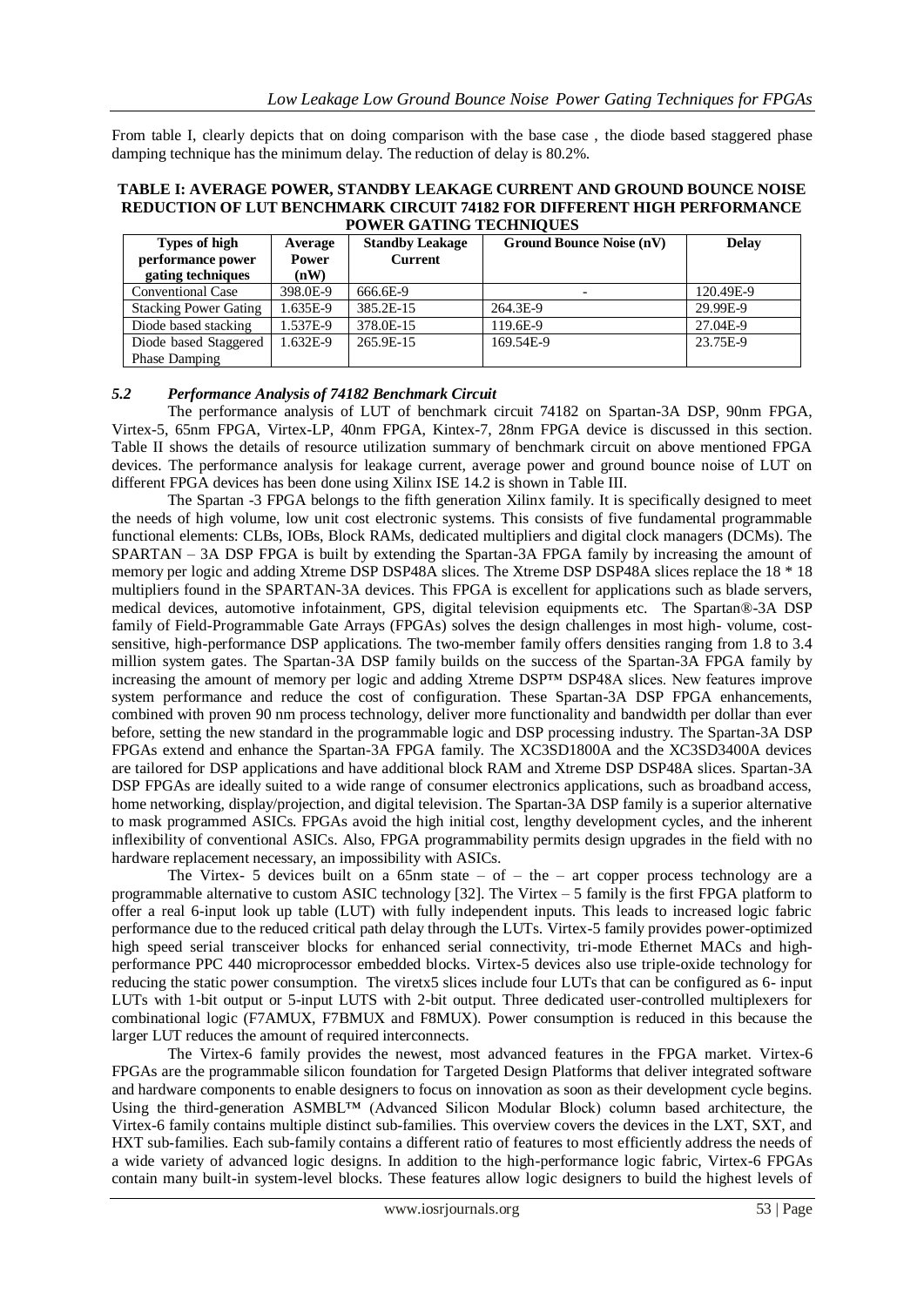From table I, clearly depicts that on doing comparison with the base case , the diode based staggered phase damping technique has the minimum delay. The reduction of delay is 80.2%.

**TABLE I: AVERAGE POWER, STANDBY LEAKAGE CURRENT AND GROUND BOUNCE NOISE REDUCTION OF LUT BENCHMARK CIRCUIT 74182 FOR DIFFERENT HIGH PERFORMANCE POWER GATING TECHNIQUES**

| Types of high performance power gating techniques | Average Power (nW) | Standby Leakage Current | Ground Bounce Noise (nV) | Delay |
|---|---|---|---|---|
| Conventional Case | 398.0E-9 | 666.6E-9 | - | 120.49E-9 |
| Stacking Power Gating | 1.635E-9 | 385.2E-15 | 264.3E-9 | 29.99E-9 |
| Diode based stacking | 1.537E-9 | 378.0E-15 | 119.6E-9 | 27.04E-9 |
| Diode based Staggered Phase Damping | 1.632E-9 | 265.9E-15 | 169.54E-9 | 23.75E-9 |

### *5.2 Performance Analysis of 74182 Benchmark Circuit*

The performance analysis of LUT of benchmark circuit 74182 on Spartan-3A DSP, 90nm FPGA, Virtex-5, 65nm FPGA, Virtex-LP, 40nm FPGA, Kintex-7, 28nm FPGA device is discussed in this section. Table II shows the details of resource utilization summary of benchmark circuit on above mentioned FPGA devices. The performance analysis for leakage current, average power and ground bounce noise of LUT on different FPGA devices has been done using Xilinx ISE 14.2 is shown in Table III.

The Spartan -3 FPGA belongs to the fifth generation Xilinx family. It is specifically designed to meet the needs of high volume, low unit cost electronic systems. This consists of five fundamental programmable functional elements: CLBs, IOBs, Block RAMs, dedicated multipliers and digital clock managers (DCMs). The SPARTAN – 3A DSP FPGA is built by extending the Spartan-3A FPGA family by increasing the amount of memory per logic and adding Xtreme DSP DSP48A slices. The Xtreme DSP DSP48A slices replace the 18 * 18 multipliers found in the SPARTAN-3A devices. This FPGA is excellent for applications such as blade servers, medical devices, automotive infotainment, GPS, digital television equipments etc. The Spartan®-3A DSP family of Field-Programmable Gate Arrays (FPGAs) solves the design challenges in most high- volume, cost-sensitive, high-performance DSP applications. The two-member family offers densities ranging from 1.8 to 3.4 million system gates. The Spartan-3A DSP family builds on the success of the Spartan-3A FPGA family by increasing the amount of memory per logic and adding Xtreme DSP™ DSP48A slices. New features improve system performance and reduce the cost of configuration. These Spartan-3A DSP FPGA enhancements, combined with proven 90 nm process technology, deliver more functionality and bandwidth per dollar than ever before, setting the new standard in the programmable logic and DSP processing industry. The Spartan-3A DSP FPGAs extend and enhance the Spartan-3A FPGA family. The XC3SD1800A and the XC3SD3400A devices are tailored for DSP applications and have additional block RAM and Xtreme DSP DSP48A slices. Spartan-3A DSP FPGAs are ideally suited to a wide range of consumer electronics applications, such as broadband access, home networking, display/projection, and digital television. The Spartan-3A DSP family is a superior alternative to mask programmed ASICs. FPGAs avoid the high initial cost, lengthy development cycles, and the inherent inflexibility of conventional ASICs. Also, FPGA programmability permits design upgrades in the field with no hardware replacement necessary, an impossibility with ASICs.

The Virtex- 5 devices built on a 65nm state – of – the – art copper process technology are a programmable alternative to custom ASIC technology [32]. The Virtex – 5 family is the first FPGA platform to offer a real 6-input look up table (LUT) with fully independent inputs. This leads to increased logic fabric performance due to the reduced critical path delay through the LUTs. Virtex-5 family provides power-optimized high speed serial transceiver blocks for enhanced serial connectivity, tri-mode Ethernet MACs and high-performance PPC 440 microprocessor embedded blocks. Virtex-5 devices also use triple-oxide technology for reducing the static power consumption. The viretx5 slices include four LUTs that can be configured as 6- input LUTs with 1-bit output or 5-input LUTS with 2-bit output. Three dedicated user-controlled multiplexers for combinational logic (F7AMUX, F7BMUX and F8MUX). Power consumption is reduced in this because the larger LUT reduces the amount of required interconnects.

The Virtex-6 family provides the newest, most advanced features in the FPGA market. Virtex-6 FPGAs are the programmable silicon foundation for Targeted Design Platforms that deliver integrated software and hardware components to enable designers to focus on innovation as soon as their development cycle begins. Using the third-generation ASMBL™ (Advanced Silicon Modular Block) column based architecture, the Virtex-6 family contains multiple distinct sub-families. This overview covers the devices in the LXT, SXT, and HXT sub-families. Each sub-family contains a different ratio of features to most efficiently address the needs of a wide variety of advanced logic designs. In addition to the high-performance logic fabric, Virtex-6 FPGAs contain many built-in system-level blocks. These features allow logic designers to build the highest levels of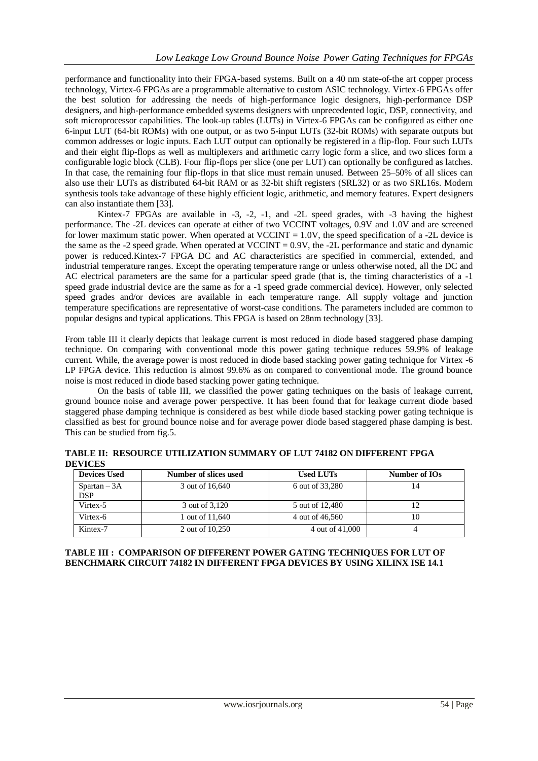performance and functionality into their FPGA-based systems. Built on a 40 nm state-of-the art copper process technology, Virtex-6 FPGAs are a programmable alternative to custom ASIC technology. Virtex-6 FPGAs offer the best solution for addressing the needs of high-performance logic designers, high-performance DSP designers, and high-performance embedded systems designers with unprecedented logic, DSP, connectivity, and soft microprocessor capabilities. The look-up tables (LUTs) in Virtex-6 FPGAs can be configured as either one 6-input LUT (64-bit ROMs) with one output, or as two 5-input LUTs (32-bit ROMs) with separate outputs but common addresses or logic inputs. Each LUT output can optionally be registered in a flip-flop. Four such LUTs and their eight flip-flops as well as multiplexers and arithmetic carry logic form a slice, and two slices form a configurable logic block (CLB). Four flip-flops per slice (one per LUT) can optionally be configured as latches. In that case, the remaining four flip-flops in that slice must remain unused. Between 25–50% of all slices can also use their LUTs as distributed 64-bit RAM or as 32-bit shift registers (SRL32) or as two SRL16s. Modern synthesis tools take advantage of these highly efficient logic, arithmetic, and memory features. Expert designers can also instantiate them [33].

Kintex-7 FPGAs are available in -3, -2, -1, and -2L speed grades, with -3 having the highest performance. The -2L devices can operate at either of two VCCINT voltages, 0.9V and 1.0V and are screened for lower maximum static power. When operated at VCCINT = 1.0V, the speed specification of a -2L device is the same as the -2 speed grade. When operated at VCCINT = 0.9V, the -2L performance and static and dynamic power is reduced.Kintex-7 FPGA DC and AC characteristics are specified in commercial, extended, and industrial temperature ranges. Except the operating temperature range or unless otherwise noted, all the DC and AC electrical parameters are the same for a particular speed grade (that is, the timing characteristics of a -1 speed grade industrial device are the same as for a -1 speed grade commercial device). However, only selected speed grades and/or devices are available in each temperature range. All supply voltage and junction temperature specifications are representative of worst-case conditions. The parameters included are common to popular designs and typical applications. This FPGA is based on 28nm technology [33].

From table III it clearly depicts that leakage current is most reduced in diode based staggered phase damping technique. On comparing with conventional mode this power gating technique reduces 59.9% of leakage current. While, the average power is most reduced in diode based stacking power gating technique for Virtex -6 LP FPGA device. This reduction is almost 99.6% as on compared to conventional mode. The ground bounce noise is most reduced in diode based stacking power gating technique.

On the basis of table III, we classified the power gating techniques on the basis of leakage current, ground bounce noise and average power perspective. It has been found that for leakage current diode based staggered phase damping technique is considered as best while diode based stacking power gating technique is classified as best for ground bounce noise and for average power diode based staggered phase damping is best. This can be studied from fig.5.

**TABLE II: RESOURCE UTILIZATION SUMMARY OF LUT 74182 ON DIFFERENT FPGA DEVICES**

| Devices Used | Number of slices used | Used LUTs | Number of IOs |
|---|---|---|---|
| Spartan – 3A DSP | 3 out of 16,640 | 6 out of 33,280 | 14 |
| Virtex-5 | 3 out of 3,120 | 5 out of 12,480 | 12 |
| Virtex-6 | 1 out of 11,640 | 4 out of 46,560 | 10 |
| Kintex-7 | 2 out of 10,250 | 4 out of 41,000 | 4 |

**TABLE III : COMPARISON OF DIFFERENT POWER GATING TECHNIQUES FOR LUT OF BENCHMARK CIRCUIT 74182 IN DIFFERENT FPGA DEVICES BY USING XILINX ISE 14.1**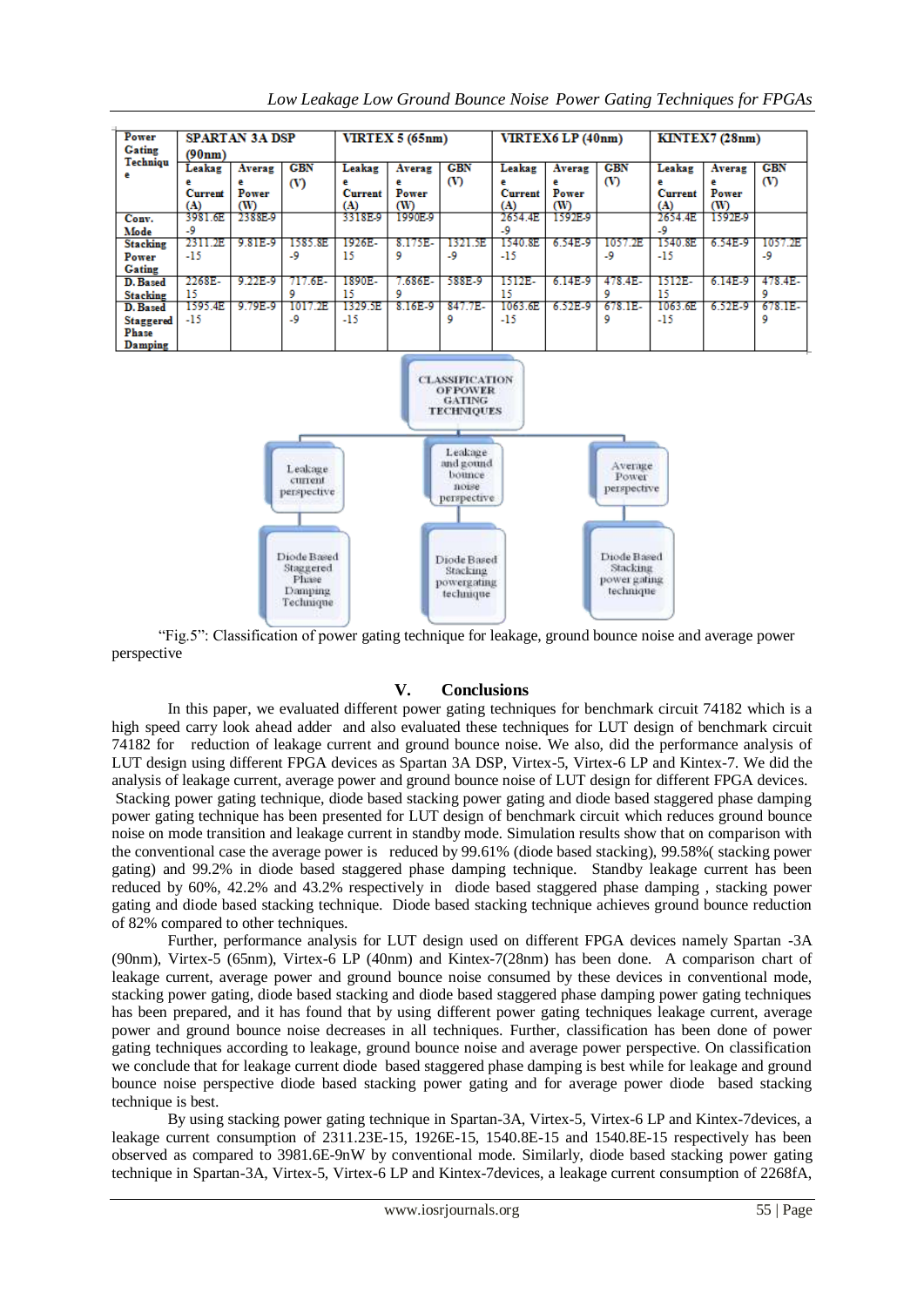| Power Gating Technique | SPARTAN 3A DSP (90nm) | | | VIRTEX 5 (65nm) | | | VIRTEX6 LP (40nm) | | | KINTEX7 (28nm) | | |
|---|---|---|---|---|---|---|---|---|---|---|---|---|
| | Leakage Current (A) | Average Power (W) | GBN (V) | Leakage Current (A) | Average Power (W) | GBN (V) | Leakage Current (A) | Average Power (W) | GBN (V) | Leakage Current (A) | Average Power (W) | GBN (V) |
| Conv. Mode | 3981.6E-9 | 2388E-9 | | 3318E-9 | 1990E-9 | | 2654.4E-9 | 1592E-9 | | 2654.4E-9 | 1592E-9 | |
| Stacking Power Gating | 2311.2E-15 | 9.81E-9 | 1585.8E-9 | 1926E-15 | 8.175E-9 | 1321.5E-9 | 1540.8E-15 | 6.54E-9 | 1057.2E-9 | 1540.8E-15 | 6.54E-9 | 1057.2E-9 |
| D. Based Stacking | 2268E-15 | 9.22E-9 | 717.6E-9 | 1890E-15 | 7.686E-9 | 588E-9 | 1512E-15 | 6.14E-9 | 478.4E-9 | 1512E-15 | 6.14E-9 | 478.4E-9 |
| D. Based Staggered Phase Damping | 1595.4E-15 | 9.79E-9 | 1017.2E-9 | 1329.5E-15 | 8.16E-9 | 847.7E-9 | 1063.6E-15 | 6.52E-9 | 678.1E-9 | 1063.6E-15 | 6.52E-9 | 678.1E-9 |

CLASSIFICATION OF POWER GATING TECHNIQUES

- Leakage current perspective → Diode Based Staggered Phase Damping Technique
- Leakage and gound bounce noise perspective → Diode Based Stacking powergating technique
- Average Power perspective → Diode Based Stacking power gating technique

"Fig.5": Classification of power gating technique for leakage, ground bounce noise and average power perspective

## V. Conclusions

In this paper, we evaluated different power gating techniques for benchmark circuit 74182 which is a high speed carry look ahead adder and also evaluated these techniques for LUT design of benchmark circuit 74182 for reduction of leakage current and ground bounce noise. We also, did the performance analysis of LUT design using different FPGA devices as Spartan 3A DSP, Virtex-5, Virtex-6 LP and Kintex-7. We did the analysis of leakage current, average power and ground bounce noise of LUT design for different FPGA devices. Stacking power gating technique, diode based stacking power gating and diode based staggered phase damping power gating technique has been presented for LUT design of benchmark circuit which reduces ground bounce noise on mode transition and leakage current in standby mode. Simulation results show that on comparison with the conventional case the average power is reduced by 99.61% (diode based stacking), 99.58%( stacking power gating) and 99.2% in diode based staggered phase damping technique. Standby leakage current has been reduced by 60%, 42.2% and 43.2% respectively in diode based staggered phase damping , stacking power gating and diode based stacking technique. Diode based stacking technique achieves ground bounce reduction of 82% compared to other techniques.

Further, performance analysis for LUT design used on different FPGA devices namely Spartan -3A (90nm), Virtex-5 (65nm), Virtex-6 LP (40nm) and Kintex-7(28nm) has been done. A comparison chart of leakage current, average power and ground bounce noise consumed by these devices in conventional mode, stacking power gating, diode based stacking and diode based staggered phase damping power gating techniques has been prepared, and it has found that by using different power gating techniques leakage current, average power and ground bounce noise decreases in all techniques. Further, classification has been done of power gating techniques according to leakage, ground bounce noise and average power perspective. On classification we conclude that for leakage current diode based staggered phase damping is best while for leakage and ground bounce noise perspective diode based stacking power gating and for average power diode based stacking technique is best.

By using stacking power gating technique in Spartan-3A, Virtex-5, Virtex-6 LP and Kintex-7devices, a leakage current consumption of 2311.23E-15, 1926E-15, 1540.8E-15 and 1540.8E-15 respectively has been observed as compared to 3981.6E-9nW by conventional mode. Similarly, diode based stacking power gating technique in Spartan-3A, Virtex-5, Virtex-6 LP and Kintex-7devices, a leakage current consumption of 2268fA,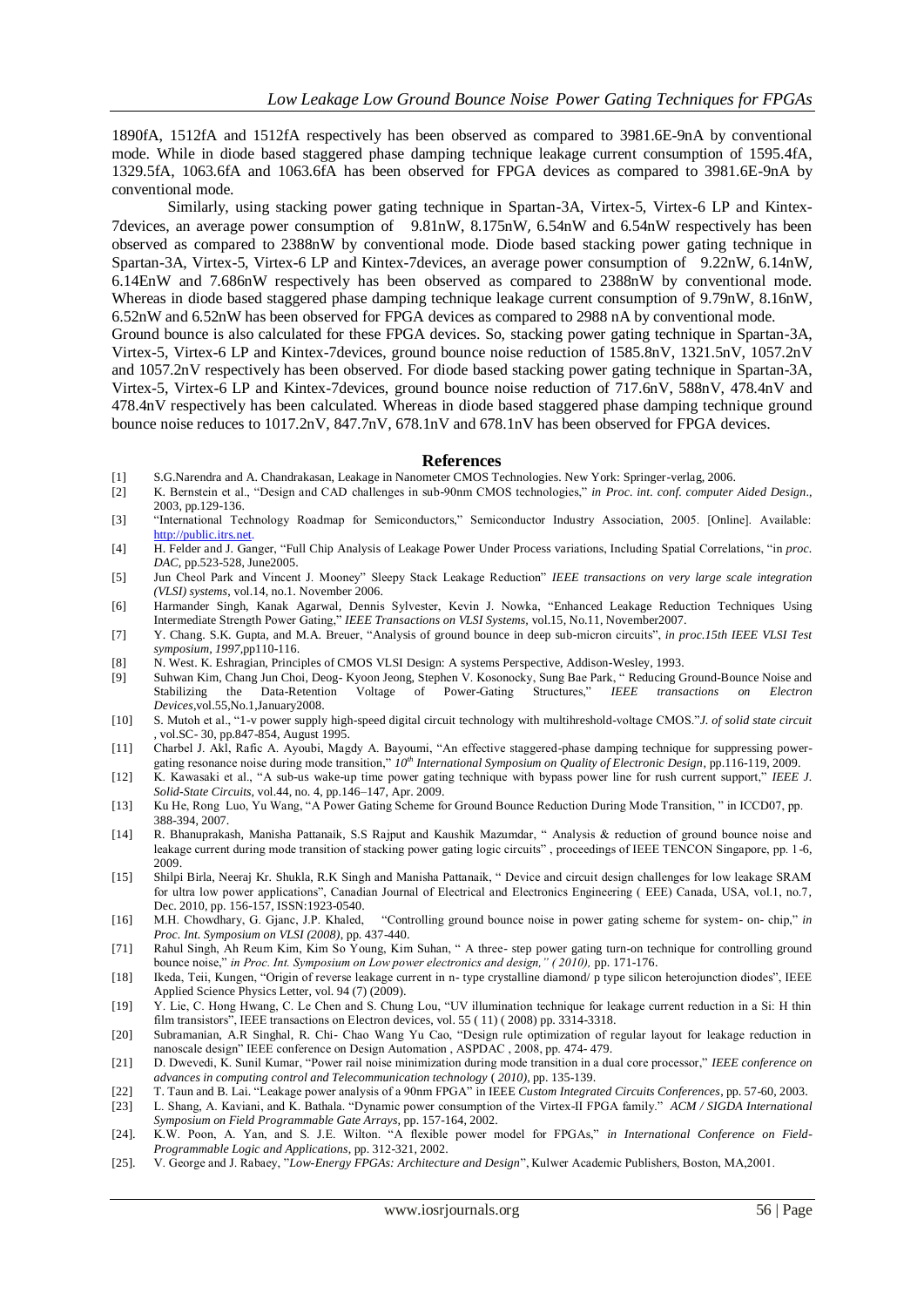1890fA, 1512fA and 1512fA respectively has been observed as compared to 3981.6E-9nA by conventional mode. While in diode based staggered phase damping technique leakage current consumption of 1595.4fA, 1329.5fA, 1063.6fA and 1063.6fA has been observed for FPGA devices as compared to 3981.6E-9nA by conventional mode.

Similarly, using stacking power gating technique in Spartan-3A, Virtex-5, Virtex-6 LP and Kintex-7devices, an average power consumption of 9.81nW, 8.175nW, 6.54nW and 6.54nW respectively has been observed as compared to 2388nW by conventional mode. Diode based stacking power gating technique in Spartan-3A, Virtex-5, Virtex-6 LP and Kintex-7devices, an average power consumption of 9.22nW, 6.14nW, 6.14EnW and 7.686nW respectively has been observed as compared to 2388nW by conventional mode. Whereas in diode based staggered phase damping technique leakage current consumption of 9.79nW, 8.16nW, 6.52nW and 6.52nW has been observed for FPGA devices as compared to 2988 nA by conventional mode.

Ground bounce is also calculated for these FPGA devices. So, stacking power gating technique in Spartan-3A, Virtex-5, Virtex-6 LP and Kintex-7devices, ground bounce noise reduction of 1585.8nV, 1321.5nV, 1057.2nV and 1057.2nV respectively has been observed. For diode based stacking power gating technique in Spartan-3A, Virtex-5, Virtex-6 LP and Kintex-7devices, ground bounce noise reduction of 717.6nV, 588nV, 478.4nV and 478.4nV respectively has been calculated. Whereas in diode based staggered phase damping technique ground bounce noise reduces to 1017.2nV, 847.7nV, 678.1nV and 678.1nV has been observed for FPGA devices.

## References

[1] S.G.Narendra and A. Chandrakasan, Leakage in Nanometer CMOS Technologies. New York: Springer-verlag, 2006.

[2] K. Bernstein et al., "Design and CAD challenges in sub-90nm CMOS technologies," *in Proc. int. conf. computer Aided Design*., 2003, pp.129-136.

[3] "International Technology Roadmap for Semiconductors," Semiconductor Industry Association, 2005. [Online]. Available: http://public.itrs.net.

[4] H. Felder and J. Ganger, "Full Chip Analysis of Leakage Power Under Process variations, Including Spatial Correlations, "in *proc. DAC*, pp.523-528, June2005.

[5] Jun Cheol Park and Vincent J. Mooney" Sleepy Stack Leakage Reduction" *IEEE transactions on very large scale integration (VLSI) systems*, vol.14, no.1. November 2006.

[6] Harmander Singh, Kanak Agarwal, Dennis Sylvester, Kevin J. Nowka, "Enhanced Leakage Reduction Techniques Using Intermediate Strength Power Gating," *IEEE Transactions on VLSI Systems*, vol.15, No.11, November2007.

[7] Y. Chang. S.K. Gupta, and M.A. Breuer, "Analysis of ground bounce in deep sub-micron circuits", *in proc.15th IEEE VLSI Test symposium, 1997*,pp110-116.

[8] N. West. K. Eshragian, Principles of CMOS VLSI Design: A systems Perspective, Addison-Wesley, 1993.

[9] Suhwan Kim, Chang Jun Choi, Deog- Kyoon Jeong, Stephen V. Kosonocky, Sung Bae Park, " Reducing Ground-Bounce Noise and Stabilizing the Data-Retention Voltage of Power-Gating Structures," *IEEE transactions on Electron Devices*,vol.55,No.1,January2008.

[10] S. Mutoh et al., "1-v power supply high-speed digital circuit technology with multihreshold-voltage CMOS."*J. of solid state circuit* , vol.SC- 30, pp.847-854, August 1995.

[11] Charbel J. Akl, Rafic A. Ayoubi, Magdy A. Bayoumi, "An effective staggered-phase damping technique for suppressing power-gating resonance noise during mode transition," *10th International Symposium on Quality of Electronic Design*, pp.116-119, 2009.

[12] K. Kawasaki et al., "A sub-us wake-up time power gating technique with bypass power line for rush current support," *IEEE J. Solid-State Circuits*, vol.44, no. 4, pp.146–147, Apr. 2009.

[13] Ku He, Rong Luo, Yu Wang, "A Power Gating Scheme for Ground Bounce Reduction During Mode Transition, " in ICCD07, pp. 388-394, 2007.

[14] R. Bhanuprakash, Manisha Pattanaik, S.S Rajput and Kaushik Mazumdar, " Analysis & reduction of ground bounce noise and leakage current during mode transition of stacking power gating logic circuits" , proceedings of IEEE TENCON Singapore, pp. 1-6, 2009.

[15] Shilpi Birla, Neeraj Kr. Shukla, R.K Singh and Manisha Pattanaik, " Device and circuit design challenges for low leakage SRAM for ultra low power applications", Canadian Journal of Electrical and Electronics Engineering ( EEE) Canada, USA, vol.1, no.7, Dec. 2010, pp. 156-157, ISSN:1923-0540.

[16] M.H. Chowdhary, G. Gjanc, J.P. Khaled, "Controlling ground bounce noise in power gating scheme for system- on- chip," *in Proc. Int. Symposium on VLSI (2008)*, pp. 437-440.

[71] Rahul Singh, Ah Reum Kim, Kim So Young, Kim Suhan, " A three- step power gating turn-on technique for controlling ground bounce noise," *in Proc. Int. Symposium on Low power electronics and design," ( 2010),* pp. 171-176.

[18] Ikeda, Teii, Kungen, "Origin of reverse leakage current in n- type crystalline diamond/ p type silicon heterojunction diodes", IEEE Applied Science Physics Letter, vol. 94 (7) (2009).

[19] Y. Lie, C. Hong Hwang, C. Le Chen and S. Chung Lou, "UV illumination technique for leakage current reduction in a Si: H thin film transistors", IEEE transactions on Electron devices, vol. 55 ( 11) ( 2008) pp. 3314-3318.

[20] Subramanian, A.R Singhal, R. Chi- Chao Wang Yu Cao, "Design rule optimization of regular layout for leakage reduction in nanoscale design" IEEE conference on Design Automation , ASPDAC , 2008, pp. 474- 479.

[21] D. Dwevedi, K. Sunil Kumar, "Power rail noise minimization during mode transition in a dual core processor," *IEEE conference on advances in computing control and Telecommunication technology ( 2010)*, pp. 135-139.

[22] T. Taun and B. Lai. "Leakage power analysis of a 90nm FPGA" in IEEE *Custom Integrated Circuits Conferences*, pp. 57-60, 2003.

[23] L. Shang, A. Kaviani, and K. Bathala. "Dynamic power consumption of the Virtex-II FPGA family." *ACM / SIGDA International Symposium on Field Programmable Gate Arrays*, pp. 157-164, 2002.

[24]. K.W. Poon, A. Yan, and S. J.E. Wilton. "A flexible power model for FPGAs," *in International Conference on Field-Programmable Logic and Applications*, pp. 312-321, 2002.

[25]. V. George and J. Rabaey, "*Low-Energy FPGAs: Architecture and Design*", Kulwer Academic Publishers, Boston, MA,2001.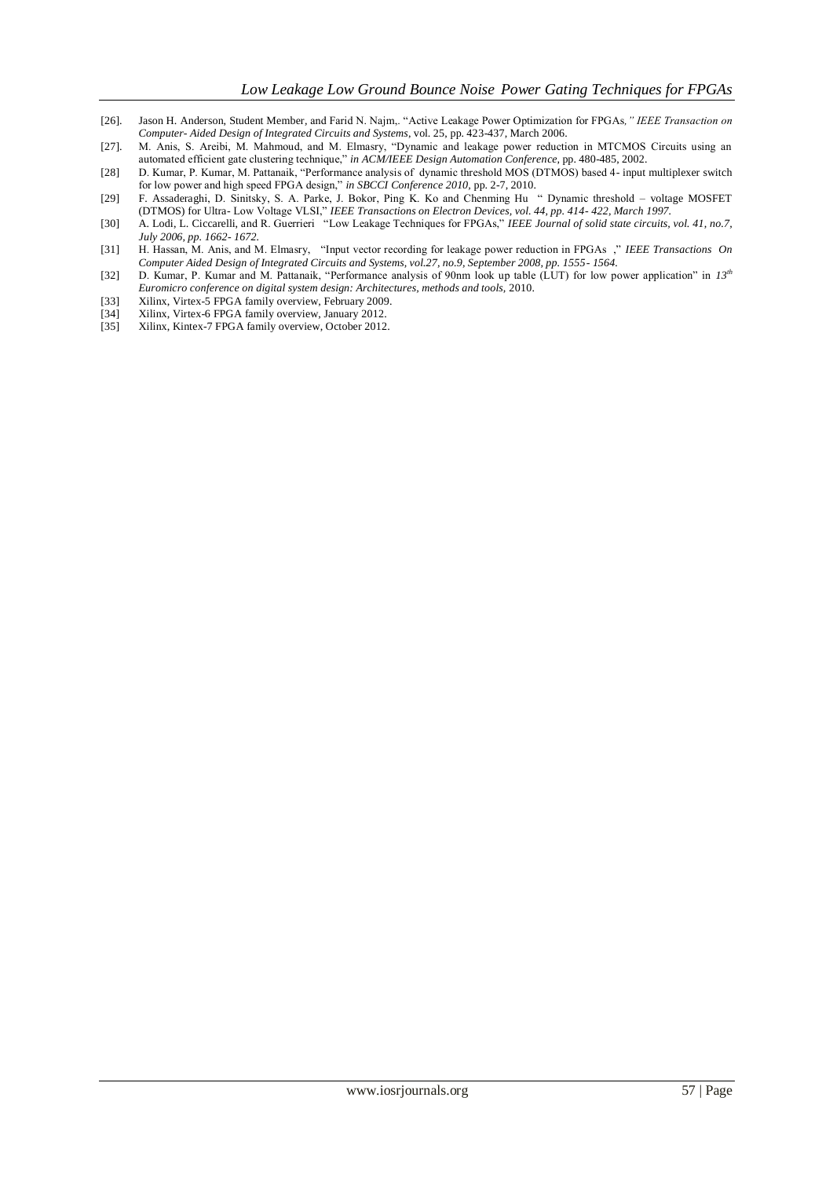[26]. Jason H. Anderson, Student Member, and Farid N. Najm,. "Active Leakage Power Optimization for FPGAs," *IEEE Transaction on Computer- Aided Design of Integrated Circuits and Systems*, vol. 25, pp. 423-437, March 2006.

[27]. M. Anis, S. Areibi, M. Mahmoud, and M. Elmasry, "Dynamic and leakage power reduction in MTCMOS Circuits using an automated efficient gate clustering technique," *in ACM/IEEE Design Automation Conference*, pp. 480-485, 2002.

[28] D. Kumar, P. Kumar, M. Pattanaik, "Performance analysis of dynamic threshold MOS (DTMOS) based 4- input multiplexer switch for low power and high speed FPGA design," *in SBCCI Conference 2010*, pp. 2-7, 2010.

[29] F. Assaderaghi, D. Sinitsky, S. A. Parke, J. Bokor, Ping K. Ko and Chenming Hu " Dynamic threshold – voltage MOSFET (DTMOS) for Ultra- Low Voltage VLSI," *IEEE Transactions on Electron Devices, vol. 44, pp. 414- 422, March 1997.*

[30] A. Lodi, L. Ciccarelli, and R. Guerrieri "Low Leakage Techniques for FPGAs," *IEEE Journal of solid state circuits, vol. 41, no.7, July 2006, pp. 1662- 1672.*

[31] H. Hassan, M. Anis, and M. Elmasry, "Input vector recording for leakage power reduction in FPGAs ," *IEEE Transactions On Computer Aided Design of Integrated Circuits and Systems, vol.27, no.9, September 2008, pp. 1555- 1564.*

[32] D. Kumar, P. Kumar and M. Pattanaik, "Performance analysis of 90nm look up table (LUT) for low power application" in *13th Euromicro conference on digital system design: Architectures, methods and tools*, 2010.

[33] Xilinx, Virtex-5 FPGA family overview, February 2009.

[34] Xilinx, Virtex-6 FPGA family overview, January 2012.

[35] Xilinx, Kintex-7 FPGA family overview, October 2012.